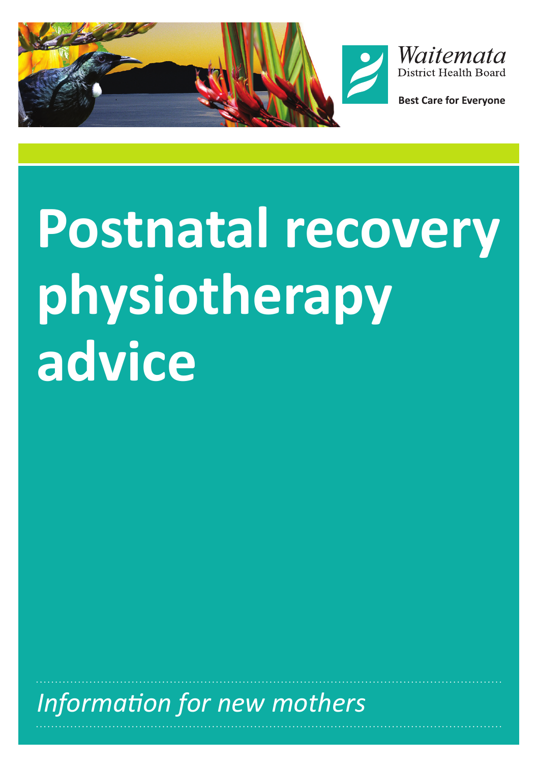Waitemata District Health Board

Best Care for Everyone

# Postnatal recovery physiotherapy advice

*Information for new mothers*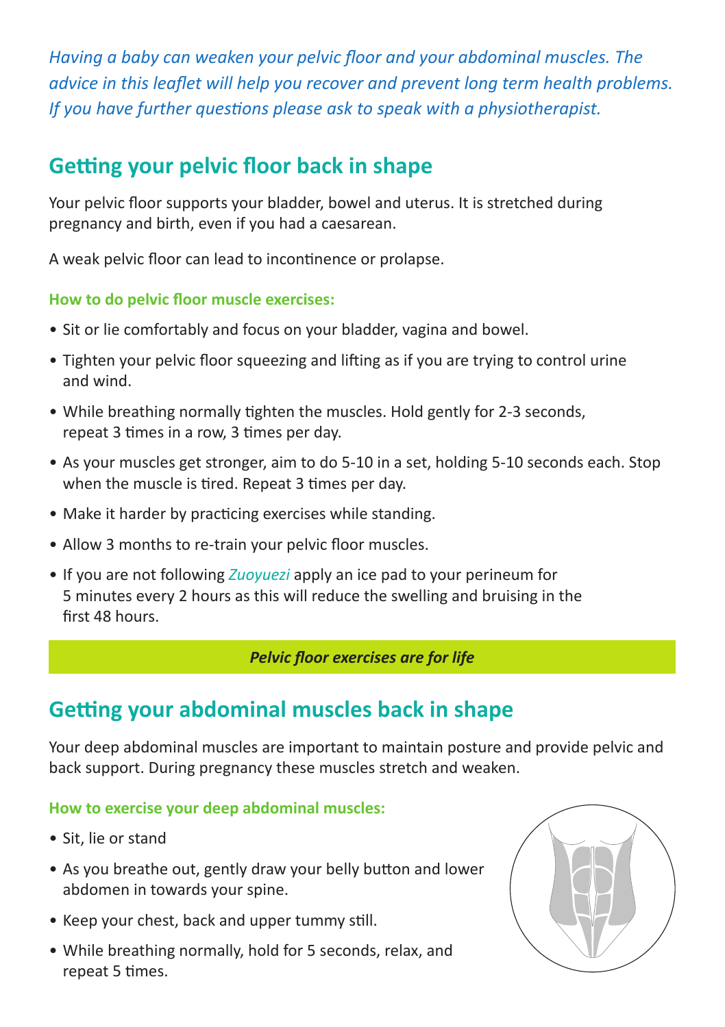*Having a baby can weaken your pelvic floor and your abdominal muscles. The advice in this leaflet will help you recover and prevent long term health problems. If you have further questions please ask to speak with a physiotherapist.*

## Getting your pelvic floor back in shape

Your pelvic floor supports your bladder, bowel and uterus. It is stretched during pregnancy and birth, even if you had a caesarean.

A weak pelvic floor can lead to incontinence or prolapse.

### How to do pelvic floor muscle exercises:

- Sit or lie comfortably and focus on your bladder, vagina and bowel.
- Tighten your pelvic floor squeezing and lifting as if you are trying to control urine and wind.
- While breathing normally tighten the muscles. Hold gently for 2-3 seconds, repeat 3 times in a row, 3 times per day.
- As your muscles get stronger, aim to do 5-10 in a set, holding 5-10 seconds each. Stop when the muscle is tired. Repeat 3 times per day.
- Make it harder by practicing exercises while standing.
- Allow 3 months to re-train your pelvic floor muscles.
- If you are not following *Zuoyuezi* apply an ice pad to your perineum for 5 minutes every 2 hours as this will reduce the swelling and bruising in the first 48 hours.

***Pelvic floor exercises are for life***

## Getting your abdominal muscles back in shape

Your deep abdominal muscles are important to maintain posture and provide pelvic and back support. During pregnancy these muscles stretch and weaken.

### How to exercise your deep abdominal muscles:

- Sit, lie or stand
- As you breathe out, gently draw your belly button and lower abdomen in towards your spine.
- Keep your chest, back and upper tummy still.
- While breathing normally, hold for 5 seconds, relax, and repeat 5 times.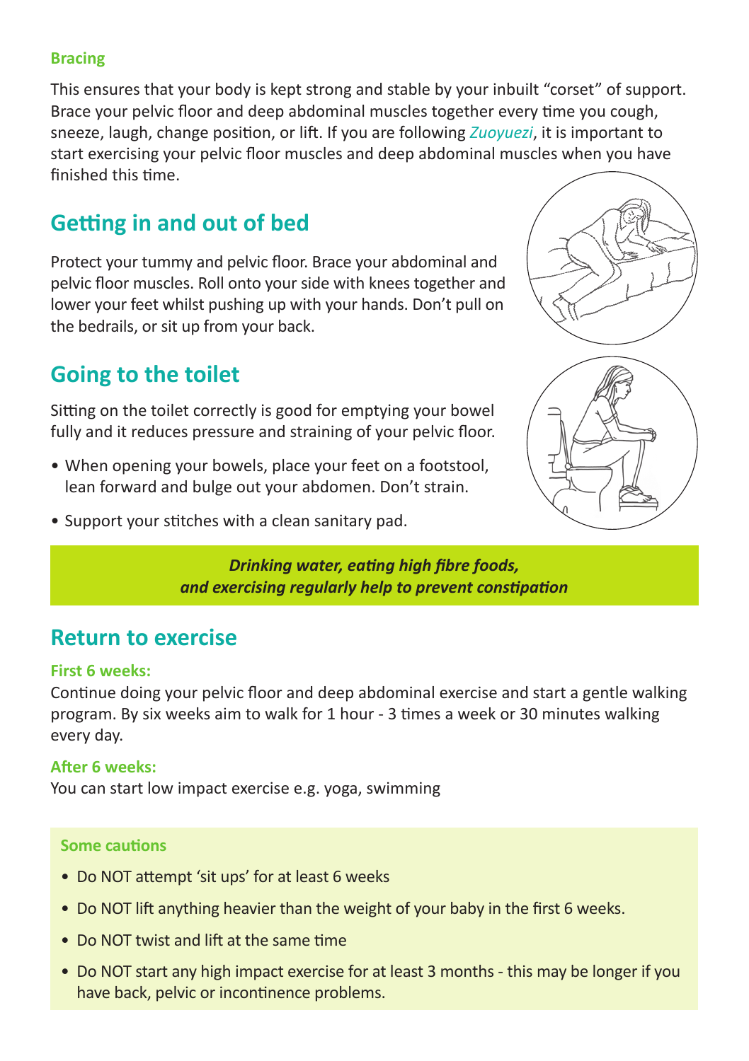### Bracing

This ensures that your body is kept strong and stable by your inbuilt "corset" of support. Brace your pelvic floor and deep abdominal muscles together every time you cough, sneeze, laugh, change position, or lift. If you are following *Zuoyuezi*, it is important to start exercising your pelvic floor muscles and deep abdominal muscles when you have finished this time.

## Getting in and out of bed

Protect your tummy and pelvic floor. Brace your abdominal and pelvic floor muscles. Roll onto your side with knees together and lower your feet whilst pushing up with your hands. Don't pull on the bedrails, or sit up from your back.

## Going to the toilet

Sitting on the toilet correctly is good for emptying your bowel fully and it reduces pressure and straining of your pelvic floor.

- When opening your bowels, place your feet on a footstool, lean forward and bulge out your abdomen. Don't strain.
- Support your stitches with a clean sanitary pad.

***Drinking water, eating high fibre foods, and exercising regularly help to prevent constipation***

## Return to exercise

### First 6 weeks:

Continue doing your pelvic floor and deep abdominal exercise and start a gentle walking program. By six weeks aim to walk for 1 hour - 3 times a week or 30 minutes walking every day.

### After 6 weeks:

You can start low impact exercise e.g. yoga, swimming

### Some cautions

- Do NOT attempt 'sit ups' for at least 6 weeks
- Do NOT lift anything heavier than the weight of your baby in the first 6 weeks.
- Do NOT twist and lift at the same time
- Do NOT start any high impact exercise for at least 3 months - this may be longer if you have back, pelvic or incontinence problems.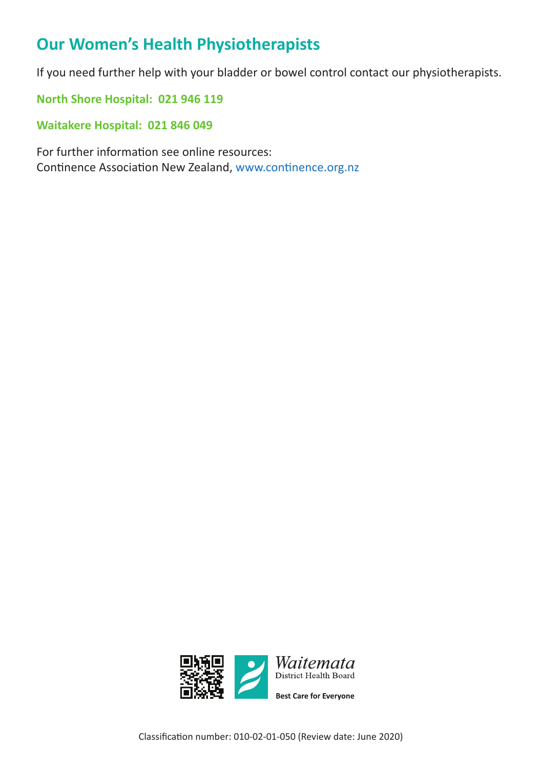## Our Women's Health Physiotherapists

If you need further help with your bladder or bowel control contact our physiotherapists.

**North Shore Hospital: 021 946 119**

**Waitakere Hospital: 021 846 049**

For further information see online resources:
Continence Association New Zealand, www.continence.org.nz

Waitemata District Health Board

**Best Care for Everyone**

Classification number: 010-02-01-050 (Review date: June 2020)